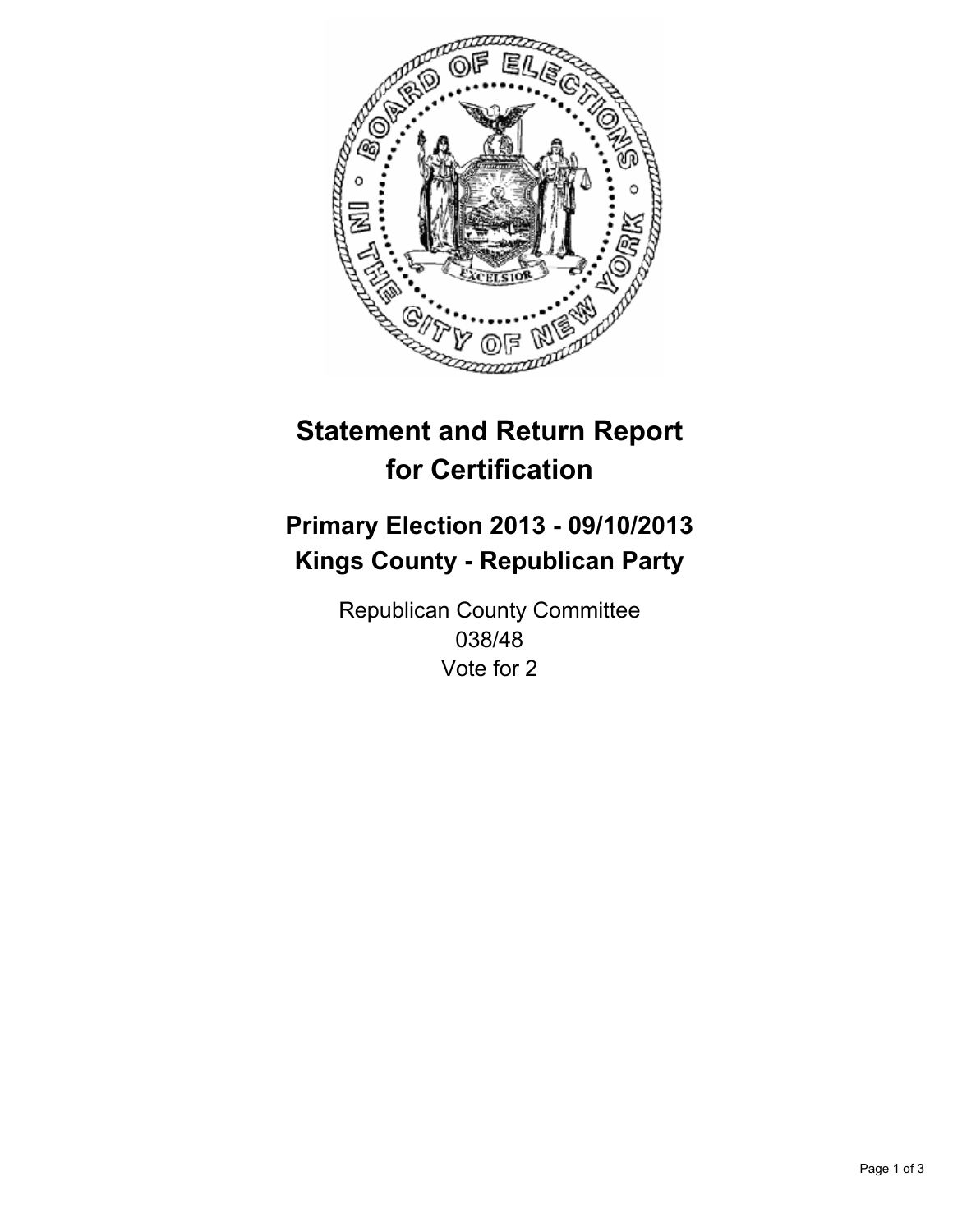# Statement and Return Report for Certification

## Primary Election 2013 - 09/10/2013
## Kings County - Republican Party

Republican County Committee
038/48
Vote for 2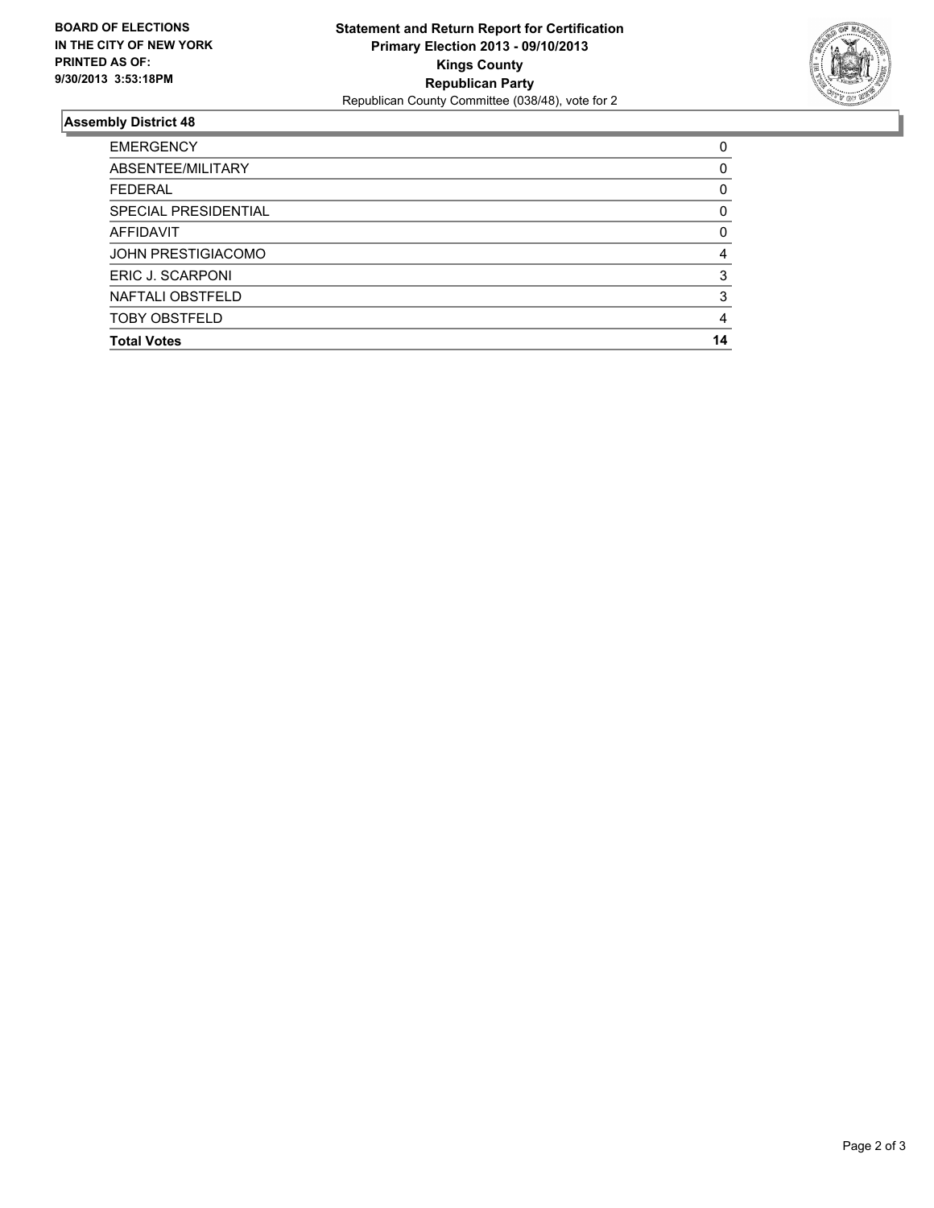**BOARD OF ELECTIONS IN THE CITY OF NEW YORK PRINTED AS OF: 9/30/2013 3:53:18PM**

**Statement and Return Report for Certification**
**Primary Election 2013 - 09/10/2013**
**Kings County**
**Republican Party**
Republican County Committee (038/48), vote for 2

## Assembly District 48

| | |
|---|---|
| EMERGENCY | 0 |
| ABSENTEE/MILITARY | 0 |
| FEDERAL | 0 |
| SPECIAL PRESIDENTIAL | 0 |
| AFFIDAVIT | 0 |
| JOHN PRESTIGIACOMO | 4 |
| ERIC J. SCARPONI | 3 |
| NAFTALI OBSTFELD | 3 |
| TOBY OBSTFELD | 4 |
| **Total Votes** | **14** |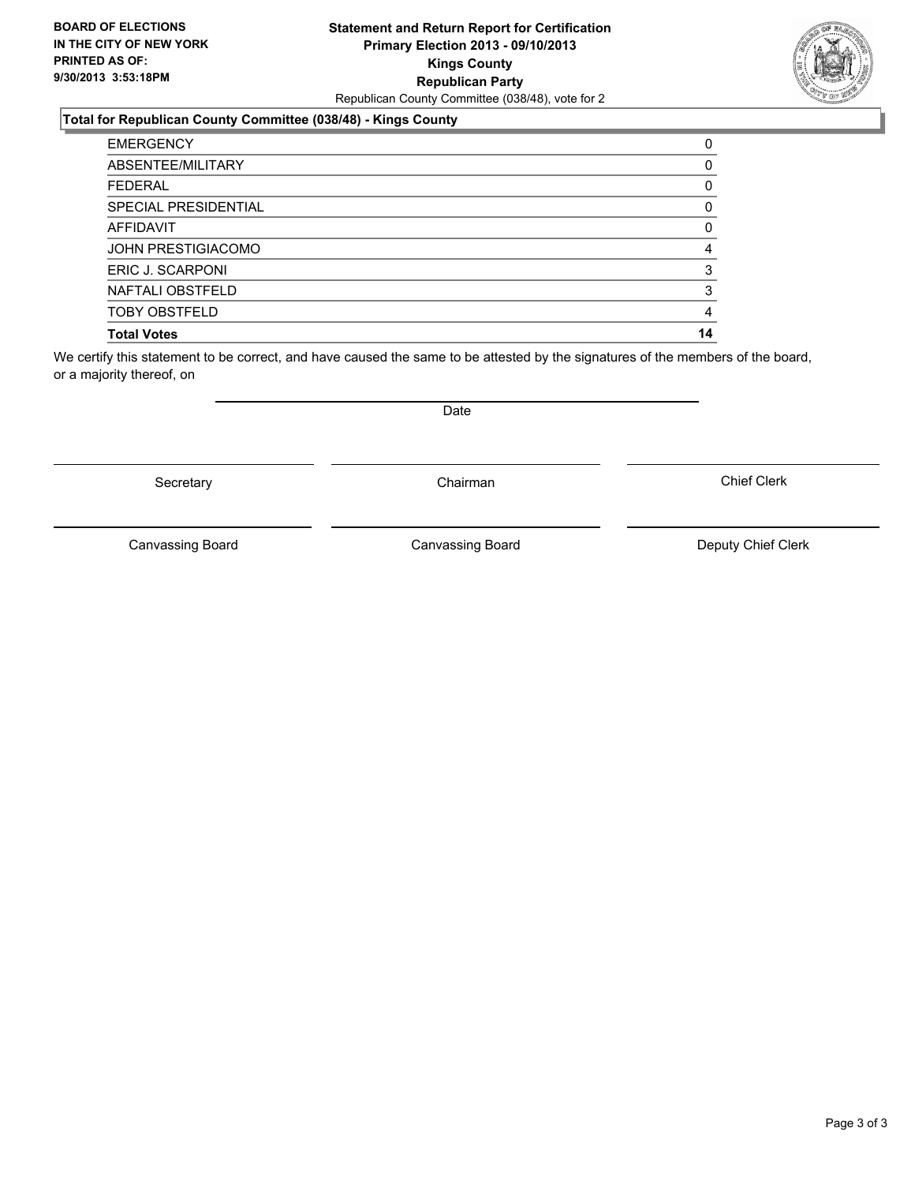**BOARD OF ELECTIONS IN THE CITY OF NEW YORK PRINTED AS OF: 9/30/2013 3:53:18PM**

**Statement and Return Report for Certification**
**Primary Election 2013 - 09/10/2013**
**Kings County**
**Republican Party**
Republican County Committee (038/48), vote for 2

### Total for Republican County Committee (038/48) - Kings County

| | |
|---|---|
| EMERGENCY | 0 |
| ABSENTEE/MILITARY | 0 |
| FEDERAL | 0 |
| SPECIAL PRESIDENTIAL | 0 |
| AFFIDAVIT | 0 |
| JOHN PRESTIGIACOMO | 4 |
| ERIC J. SCARPONI | 3 |
| NAFTALI OBSTFELD | 3 |
| TOBY OBSTFELD | 4 |
| **Total Votes** | **14** |

We certify this statement to be correct, and have caused the same to be attested by the signatures of the members of the board, or a majority thereof, on

Date

Secretary | Chairman | Chief Clerk

Canvassing Board | Canvassing Board | Deputy Chief Clerk